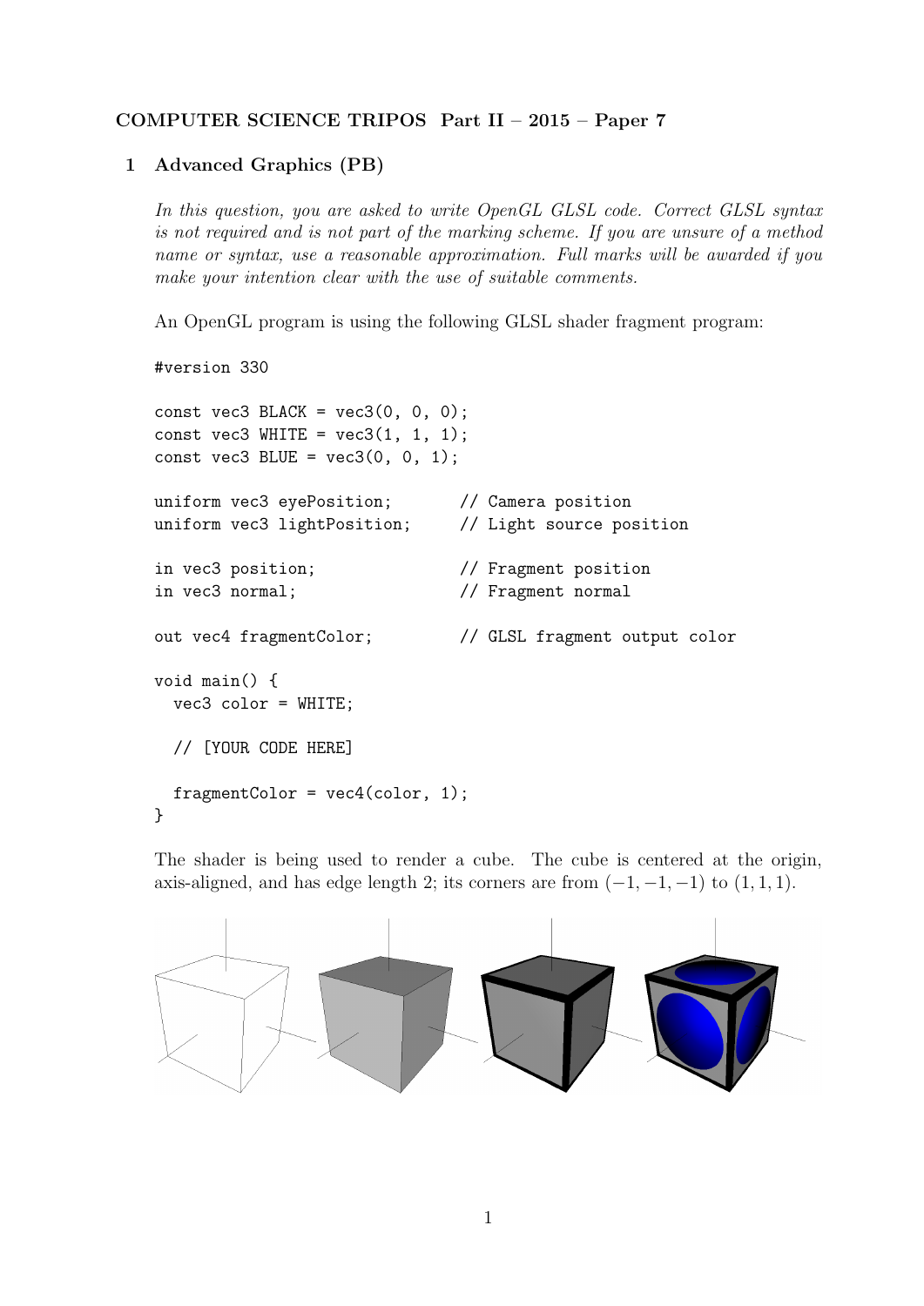**COMPUTER SCIENCE TRIPOS Part II – 2015 – Paper 7**

## 1 Advanced Graphics (PB)

*In this question, you are asked to write OpenGL GLSL code. Correct GLSL syntax is not required and is not part of the marking scheme. If you are unsure of a method name or syntax, use a reasonable approximation. Full marks will be awarded if you make your intention clear with the use of suitable comments.*

An OpenGL program is using the following GLSL shader fragment program:

```
#version 330

const vec3 BLACK = vec3(0, 0, 0);
const vec3 WHITE = vec3(1, 1, 1);
const vec3 BLUE = vec3(0, 0, 1);

uniform vec3 eyePosition;       // Camera position
uniform vec3 lightPosition;     // Light source position

in vec3 position;               // Fragment position
in vec3 normal;                 // Fragment normal

out vec4 fragmentColor;         // GLSL fragment output color

void main() {
  vec3 color = WHITE;

  // [YOUR CODE HERE]

  fragmentColor = vec4(color, 1);
}
```

The shader is being used to render a cube. The cube is centered at the origin, axis-aligned, and has edge length 2; its corners are from $(-1, -1, -1)$ to $(1, 1, 1)$.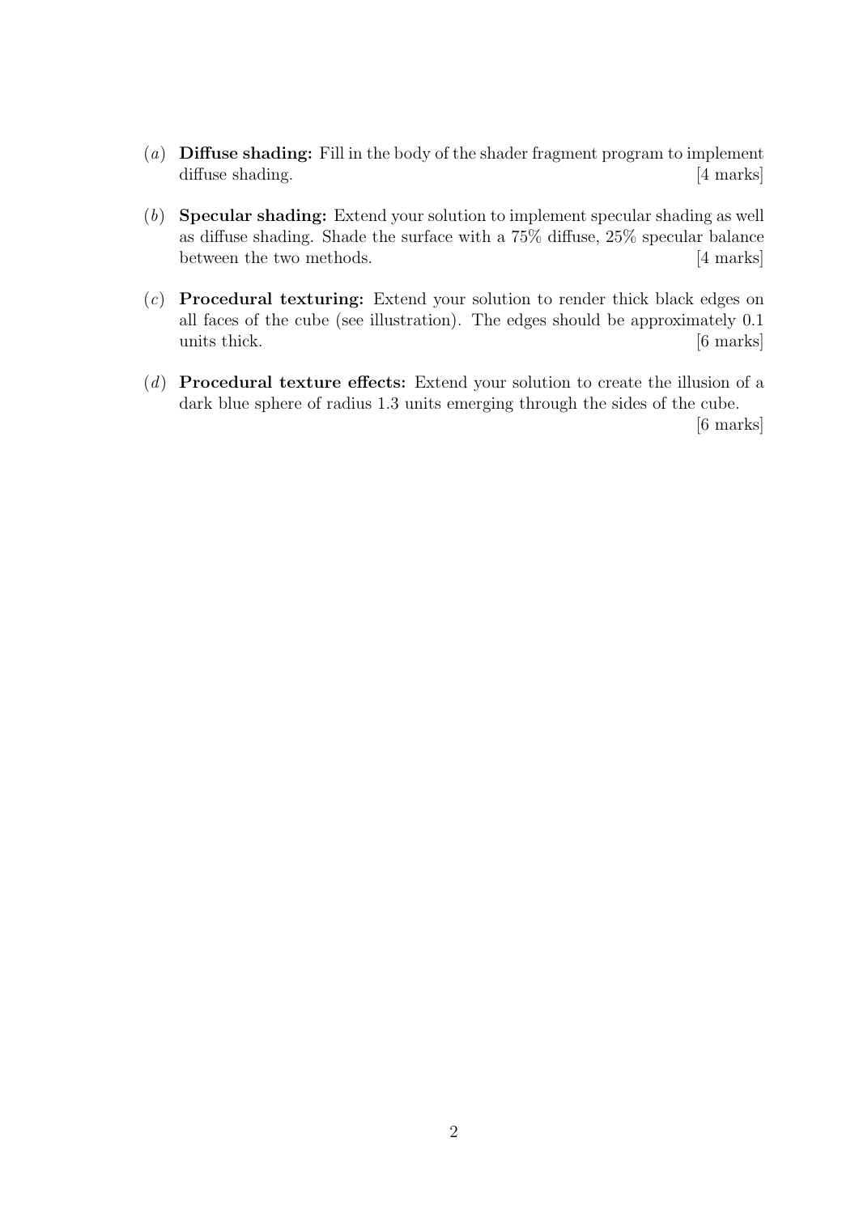(*a*) **Diffuse shading:** Fill in the body of the shader fragment program to implement diffuse shading. [4 marks]

(*b*) **Specular shading:** Extend your solution to implement specular shading as well as diffuse shading. Shade the surface with a 75% diffuse, 25% specular balance between the two methods. [4 marks]

(*c*) **Procedural texturing:** Extend your solution to render thick black edges on all faces of the cube (see illustration). The edges should be approximately 0.1 units thick. [6 marks]

(*d*) **Procedural texture effects:** Extend your solution to create the illusion of a dark blue sphere of radius 1.3 units emerging through the sides of the cube. [6 marks]